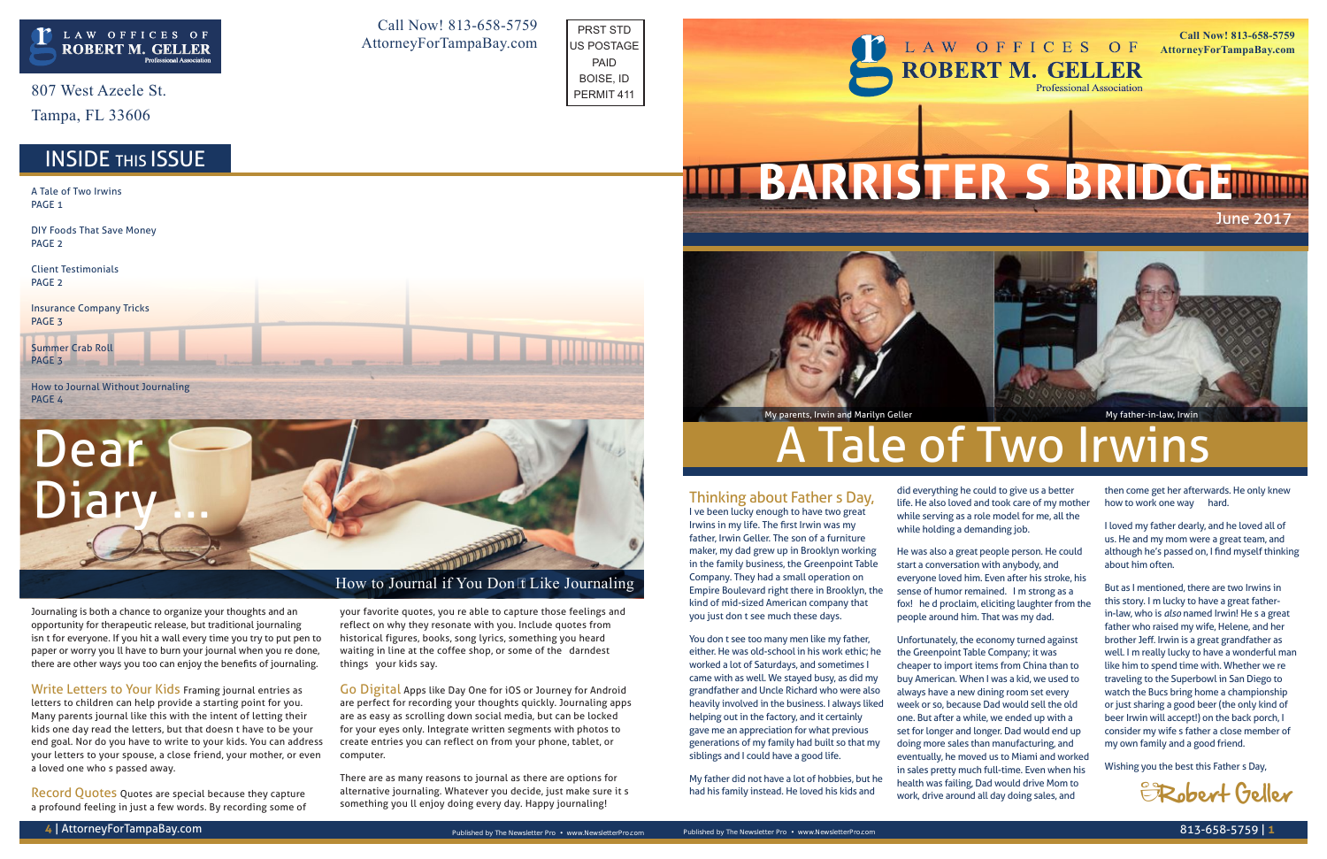LAW OFFICES OF ROBERT M. GELLER
Professional Association

807 West Azeele St.
Tampa, FL 33606

Call Now! 813-658-5759
AttorneyForTampaBay.com

PRST STD
US POSTAGE
PAID
BOISE, ID
PERMIT 411

## INSIDE THIS ISSUE

A Tale of Two Irwins
PAGE 1

DIY Foods That Save Money
PAGE 2

Client Testimonials
PAGE 2

Insurance Company Tricks
PAGE 3

Summer Crab Roll
PAGE 3

How to Journal Without Journaling
PAGE 4

# Dear Diary ...

## How to Journal if You Don t Like Journaling

Journaling is both a chance to organize your thoughts and an opportunity for therapeutic release, but traditional journaling isn t for everyone. If you hit a wall every time you try to put pen to paper or worry you ll have to burn your journal when you re done, there are other ways you too can enjoy the benefits of journaling.

**Write Letters to Your Kids** Framing journal entries as letters to children can help provide a starting point for you. Many parents journal like this with the intent of letting their kids one day read the letters, but that doesn t have to be your end goal. Nor do you have to write to your kids. You can address your letters to your spouse, a close friend, your mother, or even a loved one who s passed away.

**Record Quotes** Quotes are special because they capture a profound feeling in just a few words. By recording some of your favorite quotes, you re able to capture those feelings and reflect on why they resonate with you. Include quotes from historical figures, books, song lyrics, something you heard waiting in line at the coffee shop, or some of the darndest things your kids say.

**Go Digital** Apps like Day One for iOS or Journey for Android are perfect for recording your thoughts quickly. Journaling apps are as easy as scrolling down social media, but can be locked for your eyes only. Integrate written segments with photos to create entries you can reflect on from your phone, tablet, or computer.

There are as many reasons to journal as there are options for alternative journaling. Whatever you decide, just make sure it s something you ll enjoy doing every day. Happy journaling!

# BARRISTER S BRIDGE

June 2017

My parents, Irwin and Marilyn Geller

My father-in-law, Irwin

# A Tale of Two Irwins

**Thinking about Father s Day,** I ve been lucky enough to have two great Irwins in my life. The first Irwin was my father, Irwin Geller. The son of a furniture maker, my dad grew up in Brooklyn working in the family business, the Greenpoint Table Company. They had a small operation on Empire Boulevard right there in Brooklyn, the kind of mid-sized American company that you just don t see much these days.

You don t see too many men like my father, either. He was old-school in his work ethic; he worked a lot of Saturdays, and sometimes I came with as well. We stayed busy, as did my grandfather and Uncle Richard who were also heavily involved in the business. I always liked helping out in the factory, and it certainly gave me an appreciation for what previous generations of my family had built so that my siblings and I could have a good life.

My father did not have a lot of hobbies, but he had his family instead. He loved his kids and did everything he could to give us a better life. He also loved and took care of my mother while serving as a role model for me, all the while holding a demanding job.

He was also a great people person. He could start a conversation with anybody, and everyone loved him. Even after his stroke, his sense of humor remained. I m strong as a fox! he d proclaim, eliciting laughter from the people around him. That was my dad.

Unfortunately, the economy turned against the Greenpoint Table Company; it was cheaper to import items from China than to buy American. When I was a kid, we used to always have a new dining room set every week or so, because Dad would sell the old one. But after a while, we ended up with a set for longer and longer. Dad would end up doing more sales than manufacturing, and eventually, he moved us to Miami and worked in sales pretty much full-time. Even when his health was failing, Dad would drive Mom to work, drive around all day doing sales, and then come get her afterwards. He only knew how to work one way hard.

I loved my father dearly, and he loved all of us. He and my mom were a great team, and although he's passed on, I find myself thinking about him often.

But as I mentioned, there are two Irwins in this story. I m lucky to have a great father-in-law, who is *also* named Irwin! He s a great father who raised my wife, Helene, and her brother Jeff. Irwin is a great grandfather as well. I m really lucky to have a wonderful man like him to spend time with. Whether we re traveling to the Superbowl in San Diego to watch the Bucs bring home a championship or just sharing a good beer (the only kind of beer Irwin will accept!) on the back porch, I consider my wife s father a close member of my own family and a good friend.

Wishing you the best this Father s Day,

Robert Geller

Published by The Newsletter Pro • www.NewsletterPro.com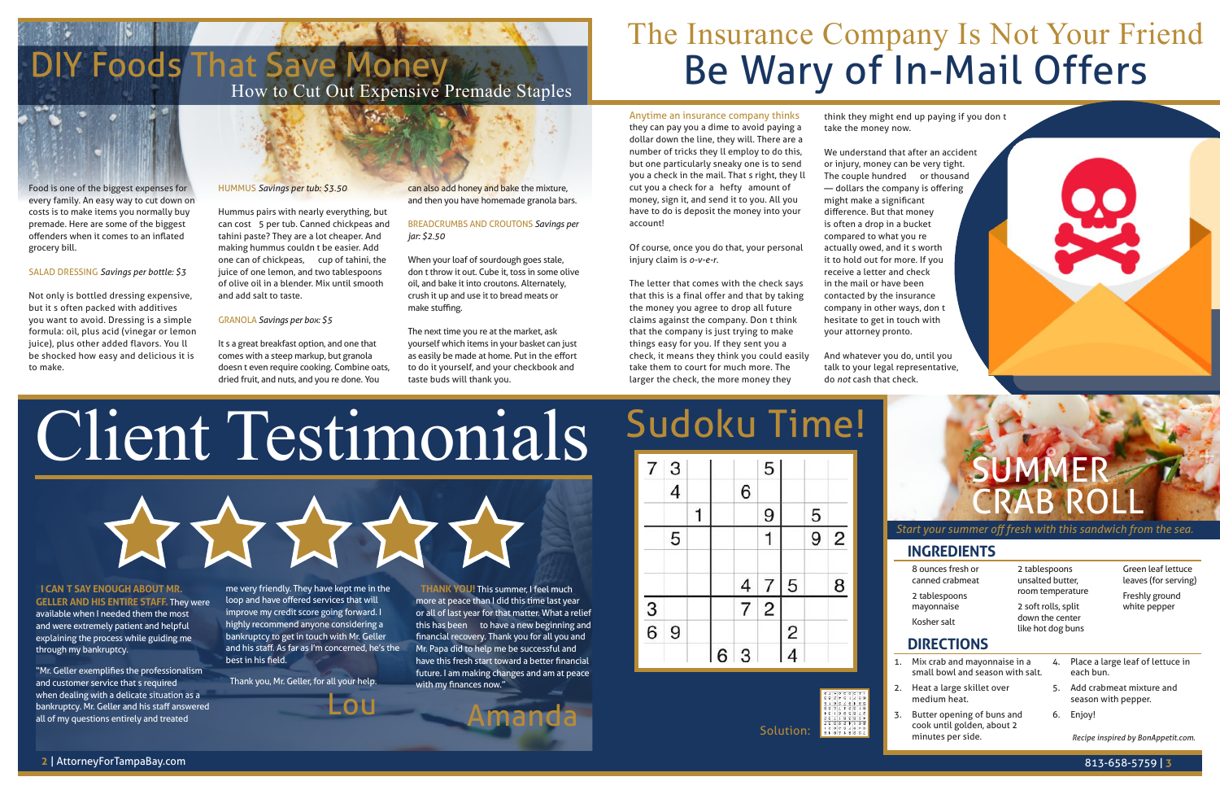# DIY Foods That Save Money

## How to Cut Out Expensive Premade Staples

Food is one of the biggest expenses for every family. An easy way to cut down on costs is to make items you normally buy premade. Here are some of the biggest offenders when it comes to an inflated grocery bill.

SALAD DRESSING *Savings per bottle: $3*

Not only is bottled dressing expensive, but it s often packed with additives you want to avoid. Dressing is a simple formula: oil, plus acid (vinegar or lemon juice), plus other added flavors. You ll be shocked how easy and delicious it is to make.

HUMMUS *Savings per tub: $3.50*

Hummus pairs with nearly everything, but can cost 5 per tub. Canned chickpeas and tahini paste? They are a lot cheaper. And making hummus couldn t be easier. Add one can of chickpeas, cup of tahini, the juice of one lemon, and two tablespoons of olive oil in a blender. Mix until smooth and add salt to taste.

GRANOLA *Savings per box: $5*

It s a great breakfast option, and one that comes with a steep markup, but granola doesn t even require cooking. Combine oats, dried fruit, and nuts, and you re done. You can also add honey and bake the mixture, and then you have homemade granola bars.

BREADCRUMBS AND CROUTONS *Savings per jar: $2.50*

When your loaf of sourdough goes stale, don t throw it out. Cube it, toss in some olive oil, and bake it into croutons. Alternately, crush it up and use it to bread meats or make stuffing.

The next time you re at the market, ask yourself which items in your basket can just as easily be made at home. Put in the effort to do it yourself, and your checkbook and taste buds will thank you.

# The Insurance Company Is Not Your Friend

## Be Wary of In-Mail Offers

Anytime an insurance company thinks they can pay you a dime to avoid paying a dollar down the line, they will. There are a number of tricks they ll employ to do this, but one particularly sneaky one is to send you a check in the mail. That s right, they ll cut you a check for a hefty amount of money, sign it, and send it to you. All you have to do is deposit the money into your account!

Of course, once you do that, your personal injury claim is *o-v-e-r*.

The letter that comes with the check says that this is a final offer and that by taking the money you agree to drop all future claims against the company. Don t think that the company is just trying to make things easy for you. If they sent you a check, it means they think you could easily take them to court for much more. The larger the check, the more money they think they might end up paying if you don t take the money now.

We understand that after an accident or injury, money can be very tight. The couple hundred or thousand — dollars the company is offering might make a significant difference. But that money is often a drop in a bucket compared to what you re actually owed, and it s worth it to hold out for more. If you receive a letter and check in the mail or have been contacted by the insurance company in other ways, don t hesitate to get in touch with your attorney pronto.

And whatever you do, until you talk to your legal representative, do *not* cash that check.

# Client Testimonials

**I CAN T SAY ENOUGH ABOUT MR. GELLER AND HIS ENTIRE STAFF.** They were available when I needed them the most and were extremely patient and helpful explaining the process while guiding me through my bankruptcy.

"Mr. Geller exemplifies the professionalism and customer service that s required when dealing with a delicate situation as a bankruptcy. Mr. Geller and his staff answered all of my questions entirely and treated me very friendly. They have kept me in the loop and have offered services that will improve my credit score going forward. I highly recommend anyone considering a bankruptcy to get in touch with Mr. Geller and his staff. As far as I'm concerned, he's the best in his field.

Thank you, Mr. Geller, for all your help.

Lou

**THANK YOU!** This summer, I feel much more at peace than I did this time last year or all of last year for that matter. What a relief this has been to have a new beginning and financial recovery. Thank you for all you and Mr. Papa did to help me be successful and have this fresh start toward a better financial future. I am making changes and am at peace with my finances now."

Amanda

# Sudoku Time!

| | | | | | | | | |
|---|---|---|---|---|---|---|---|---|
| 7 | 3 | | | | 5 | | | |
| | 4 | | | 6 | | | | |
| | | 1 | | | 9 | | 5 | |
| | 5 | | | | 1 | | 9 | 2 |
| | | | | | | | | |
| | | | | 4 | 7 | 5 | | 8 |
| 3 | | | | 7 | 2 | | | |
| 6 | 9 | | | | | 2 | | |
| | | | 6 | 3 | | 4 | | |

Solution:

# SUMMER CRAB ROLL

*Start your summer off fresh with this sandwich from the sea.*

## INGREDIENTS

- 8 ounces fresh or canned crabmeat
- 2 tablespoons mayonnaise
- Kosher salt
- 2 tablespoons unsalted butter, room temperature
- 2 soft rolls, split down the center like hot dog buns
- Green leaf lettuce leaves (for serving)
- Freshly ground white pepper

## DIRECTIONS

1. Mix crab and mayonnaise in a small bowl and season with salt.
2. Heat a large skillet over medium heat.
3. Butter opening of buns and cook until golden, about 2 minutes per side.
4. Place a large leaf of lettuce in each bun.
5. Add crabmeat mixture and season with pepper.
6. Enjoy!

*Recipe inspired by BonAppetit.com.*